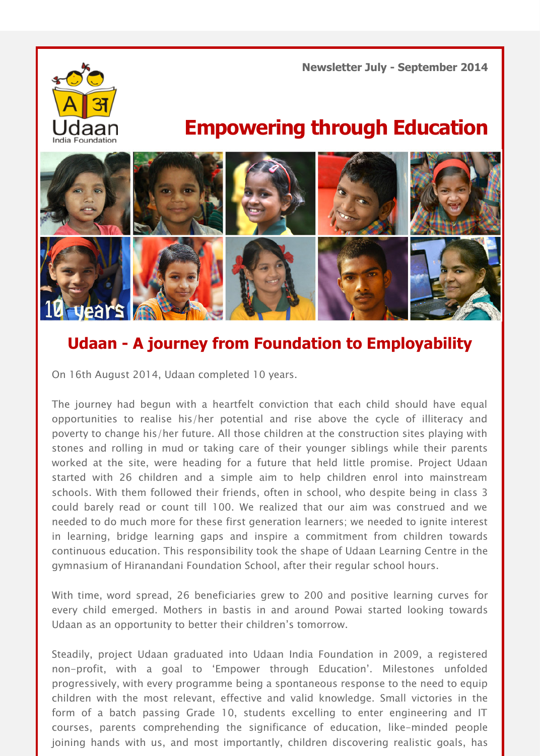Newsletter July - September 2014

Udaan India Foundation

# Empowering through Education

## Udaan - A journey from Foundation to Employability

On 16th August 2014, Udaan completed 10 years.

The journey had begun with a heartfelt conviction that each child should have equal opportunities to realise his/her potential and rise above the cycle of illiteracy and poverty to change his/her future. All those children at the construction sites playing with stones and rolling in mud or taking care of their younger siblings while their parents worked at the site, were heading for a future that held little promise. Project Udaan started with 26 children and a simple aim to help children enrol into mainstream schools. With them followed their friends, often in school, who despite being in class 3 could barely read or count till 100. We realized that our aim was construed and we needed to do much more for these first generation learners; we needed to ignite interest in learning, bridge learning gaps and inspire a commitment from children towards continuous education. This responsibility took the shape of Udaan Learning Centre in the gymnasium of Hiranandani Foundation School, after their regular school hours.

With time, word spread, 26 beneficiaries grew to 200 and positive learning curves for every child emerged. Mothers in bastis in and around Powai started looking towards Udaan as an opportunity to better their children's tomorrow.

Steadily, project Udaan graduated into Udaan India Foundation in 2009, a registered non-profit, with a goal to 'Empower through Education'. Milestones unfolded progressively, with every programme being a spontaneous response to the need to equip children with the most relevant, effective and valid knowledge. Small victories in the form of a batch passing Grade 10, students excelling to enter engineering and IT courses, parents comprehending the significance of education, like-minded people joining hands with us, and most importantly, children discovering realistic goals, has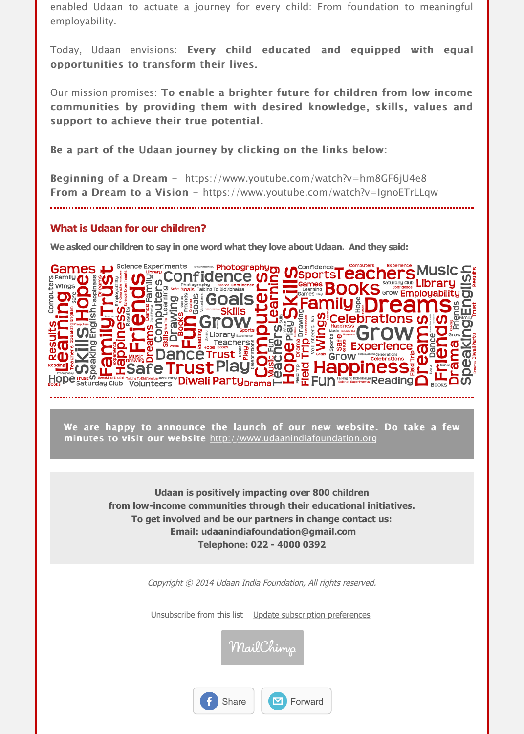enabled Udaan to actuate a journey for every child: From foundation to meaningful employability.

Today, Udaan envisions: **Every child educated and equipped with equal opportunities to transform their lives.**

Our mission promises: **To enable a brighter future for children from low income communities by providing them with desired knowledge, skills, values and support to achieve their true potential.**

**Be a part of the Udaan journey by clicking on the links below:**

**Beginning of a Dream** – https://www.youtube.com/watch?v=hm8GF6jU4e8
**From a Dream to a Vision** – https://www.youtube.com/watch?v=IgnoETrLLqw

## What is Udaan for our children?

**We asked our children to say in one word what they love about Udaan. And they said:**

Games Family Wings Computers Learning Results Reading Hope Skills Speaking English Trust Family Happiness Friends Dreams Science Experiments Confidence Photography Computers Drawing Fun Books Goals Skills Grow Library Teachers Dance Safe Trust Play Diwali Party Saturday Club Volunteers Drama Computers Learning Skills Teachers Music Hope Play Field Trip Sports Teachers Books Music Library Employability English Family Dreams Celebrations Wings Grow Experience Happiness Fun Reading Dreams Friends Drama Speaking

**We are happy to announce the launch of our new website. Do take a few minutes to visit our website** http://www.udaanindiafoundation.org

**Udaan is positively impacting over 800 children from low-income communities through their educational initiatives. To get involved and be our partners in change contact us: Email: udaanindiafoundation@gmail.com Telephone: 022 - 4000 0392**

*Copyright © 2014 Udaan India Foundation, All rights reserved.*

Unsubscribe from this list    Update subscription preferences

MailChimp

Share    Forward